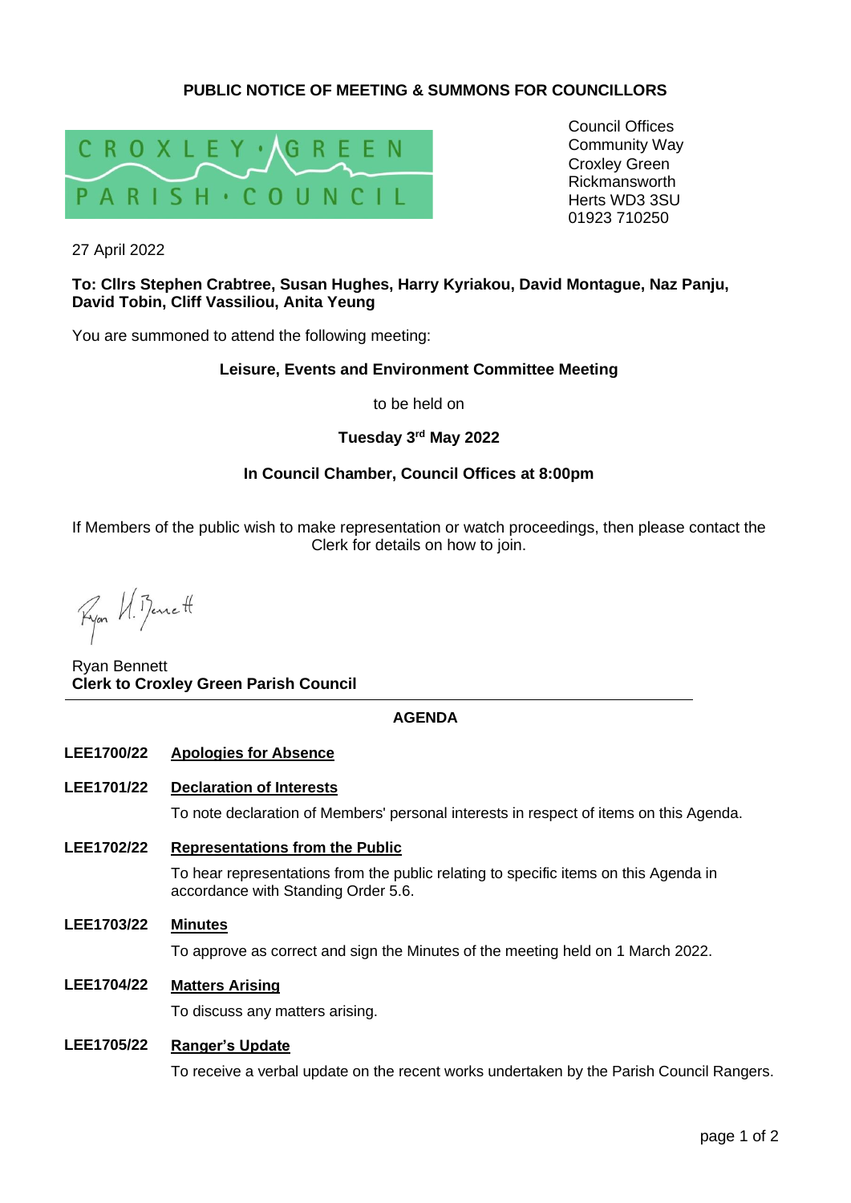## PUBLIC NOTICE OF MEETING & SUMMONS FOR COUNCILLORS

CROXLEY GREEN PARISH COUNCIL

Council Offices
Community Way
Croxley Green
Rickmansworth
Herts WD3 3SU
01923 710250

27 April 2022

**To: Cllrs Stephen Crabtree, Susan Hughes, Harry Kyriakou, David Montague, Naz Panju, David Tobin, Cliff Vassiliou, Anita Yeung**

You are summoned to attend the following meeting:

**Leisure, Events and Environment Committee Meeting**

to be held on

**Tuesday 3rd May 2022**

**In Council Chamber, Council Offices at 8:00pm**

If Members of the public wish to make representation or watch proceedings, then please contact the Clerk for details on how to join.

Ryan Bennett
**Clerk to Croxley Green Parish Council**

---

## AGENDA

**LEE1700/22** **Apologies for Absence**

**LEE1701/22** **Declaration of Interests**

To note declaration of Members' personal interests in respect of items on this Agenda.

**LEE1702/22** **Representations from the Public**

To hear representations from the public relating to specific items on this Agenda in accordance with Standing Order 5.6.

**LEE1703/22** **Minutes**

To approve as correct and sign the Minutes of the meeting held on 1 March 2022.

**LEE1704/22** **Matters Arising**

To discuss any matters arising.

**LEE1705/22** **Ranger's Update**

To receive a verbal update on the recent works undertaken by the Parish Council Rangers.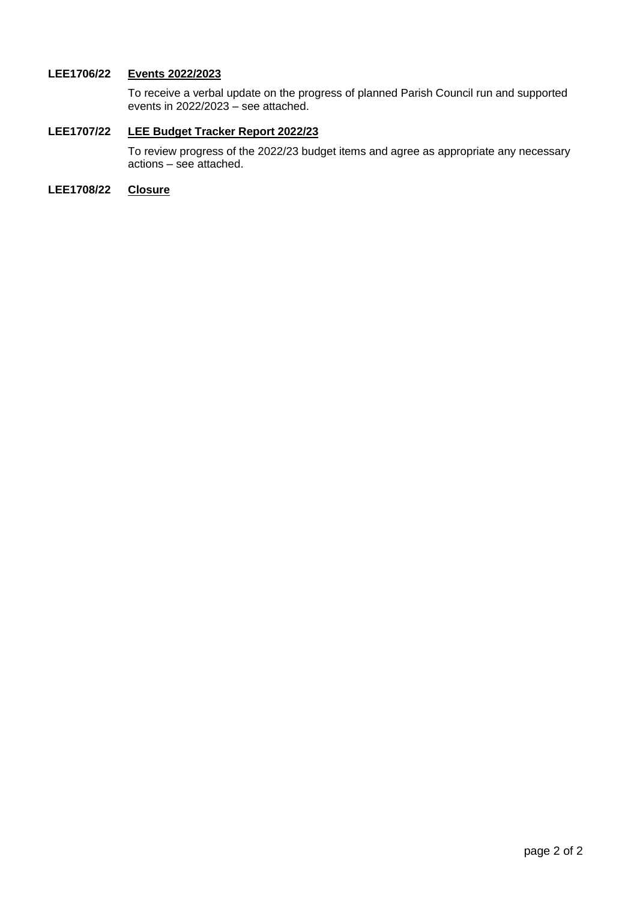**LEE1706/22** **Events 2022/2023**

To receive a verbal update on the progress of planned Parish Council run and supported events in 2022/2023 – see attached.

**LEE1707/22** **LEE Budget Tracker Report 2022/23**

To review progress of the 2022/23 budget items and agree as appropriate any necessary actions – see attached.

**LEE1708/22** **Closure**